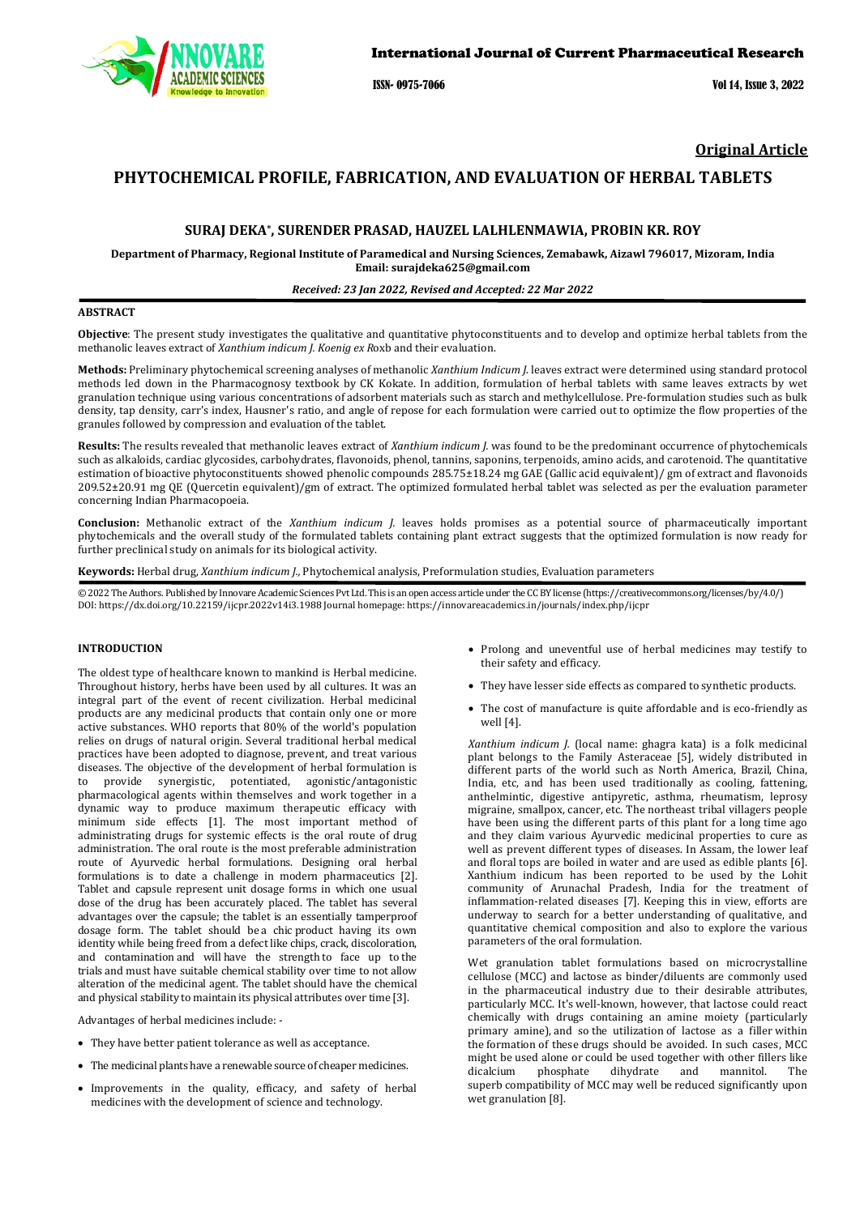Original Article

# PHYTOCHEMICAL PROFILE, FABRICATION, AND EVALUATION OF HERBAL TABLETS

## SURAJ DEKA*, SURENDER PRASAD, HAUZEL LALHLENMAWIA, PROBIN KR. ROY

**Department of Pharmacy, Regional Institute of Paramedical and Nursing Sciences, Zemabawk, Aizawl 796017, Mizoram, India**
**Email: surajdeka625@gmail.com**

***Received: 23 Jan 2022, Revised and Accepted: 22 Mar 2022***

### ABSTRACT

**Objective**: The present study investigates the qualitative and quantitative phytoconstituents and to develop and optimize herbal tablets from the methanolic leaves extract of *Xanthium indicum J. Koenig ex R*oxb and their evaluation.

**Methods:** Preliminary phytochemical screening analyses of methanolic *Xanthium Indicum J.* leaves extract were determined using standard protocol methods led down in the Pharmacognosy textbook by CK Kokate. In addition, formulation of herbal tablets with same leaves extracts by wet granulation technique using various concentrations of adsorbent materials such as starch and methylcellulose. Pre-formulation studies such as bulk density, tap density, carr's index, Hausner's ratio, and angle of repose for each formulation were carried out to optimize the flow properties of the granules followed by compression and evaluation of the tablet.

**Results:** The results revealed that methanolic leaves extract of *Xanthium indicum J.* was found to be the predominant occurrence of phytochemicals such as alkaloids, cardiac glycosides, carbohydrates, flavonoids, phenol, tannins, saponins, terpenoids, amino acids, and carotenoid. The quantitative estimation of bioactive phytoconstituents showed phenolic compounds 285.75±18.24 mg GAE (Gallic acid equivalent)/ gm of extract and flavonoids 209.52±20.91 mg QE (Quercetin equivalent)/gm of extract. The optimized formulated herbal tablet was selected as per the evaluation parameter concerning Indian Pharmacopoeia.

**Conclusion:** Methanolic extract of the *Xanthium indicum J.* leaves holds promises as a potential source of pharmaceutically important phytochemicals and the overall study of the formulated tablets containing plant extract suggests that the optimized formulation is now ready for further preclinical study on animals for its biological activity.

**Keywords:** Herbal drug, *Xanthium indicum J.,* Phytochemical analysis, Preformulation studies, Evaluation parameters

© 2022 The Authors. Published by Innovare Academic Sciences Pvt Ltd. This is an open access article under the CC BY license (https://creativecommons.org/licenses/by/4.0/)
DOI: https://dx.doi.org/10.22159/ijcpr.2022v14i3.1988 Journal homepage: https://innovareacademics.in/journals/index.php/ijcpr

### INTRODUCTION

The oldest type of healthcare known to mankind is Herbal medicine. Throughout history, herbs have been used by all cultures. It was an integral part of the event of recent civilization. Herbal medicinal products are any medicinal products that contain only one or more active substances. WHO reports that 80% of the world's population relies on drugs of natural origin. Several traditional herbal medical practices have been adopted to diagnose, prevent, and treat various diseases. The objective of the development of herbal formulation is to provide synergistic, potentiated, agonistic/antagonistic pharmacological agents within themselves and work together in a dynamic way to produce maximum therapeutic efficacy with minimum side effects [1]. The most important method of administrating drugs for systemic effects is the oral route of drug administration. The oral route is the most preferable administration route of Ayurvedic herbal formulations. Designing oral herbal formulations is to date a challenge in modern pharmaceutics [2]. Tablet and capsule represent unit dosage forms in which one usual dose of the drug has been accurately placed. The tablet has several advantages over the capsule; the tablet is an essentially tamperproof dosage form. The tablet should be a chic product having its own identity while being freed from a defect like chips, crack, discoloration, and contamination and will have the strength to face up to the trials and must have suitable chemical stability over time to not allow alteration of the medicinal agent. The tablet should have the chemical and physical stability to maintain its physical attributes over time [3].

Advantages of herbal medicines include: -

- They have better patient tolerance as well as acceptance.
- The medicinal plants have a renewable source of cheaper medicines.
- Improvements in the quality, efficacy, and safety of herbal medicines with the development of science and technology.
- Prolong and uneventful use of herbal medicines may testify to their safety and efficacy.
- They have lesser side effects as compared to synthetic products.
- The cost of manufacture is quite affordable and is eco-friendly as well [4].

*Xanthium indicum J.* (local name: ghagra kata) is a folk medicinal plant belongs to the Family Asteraceae [5], widely distributed in different parts of the world such as North America, Brazil, China, India, etc, and has been used traditionally as cooling, fattening, anthelmintic, digestive antipyretic, asthma, rheumatism, leprosy migraine, smallpox, cancer, etc. The northeast tribal villagers people have been using the different parts of this plant for a long time ago and they claim various Ayurvedic medicinal properties to cure as well as prevent different types of diseases. In Assam, the lower leaf and floral tops are boiled in water and are used as edible plants [6]. Xanthium indicum has been reported to be used by the Lohit community of Arunachal Pradesh, India for the treatment of inflammation-related diseases [7]. Keeping this in view, efforts are underway to search for a better understanding of qualitative, and quantitative chemical composition and also to explore the various parameters of the oral formulation.

Wet granulation tablet formulations based on microcrystalline cellulose (MCC) and lactose as binder/diluents are commonly used in the pharmaceutical industry due to their desirable attributes, particularly MCC. It's well-known, however, that lactose could react chemically with drugs containing an amine moiety (particularly primary amine), and so the utilization of lactose as a filler within the formation of these drugs should be avoided. In such cases, MCC might be used alone or could be used together with other fillers like dicalcium phosphate dihydrate and mannitol. The superb compatibility of MCC may well be reduced significantly upon wet granulation [8].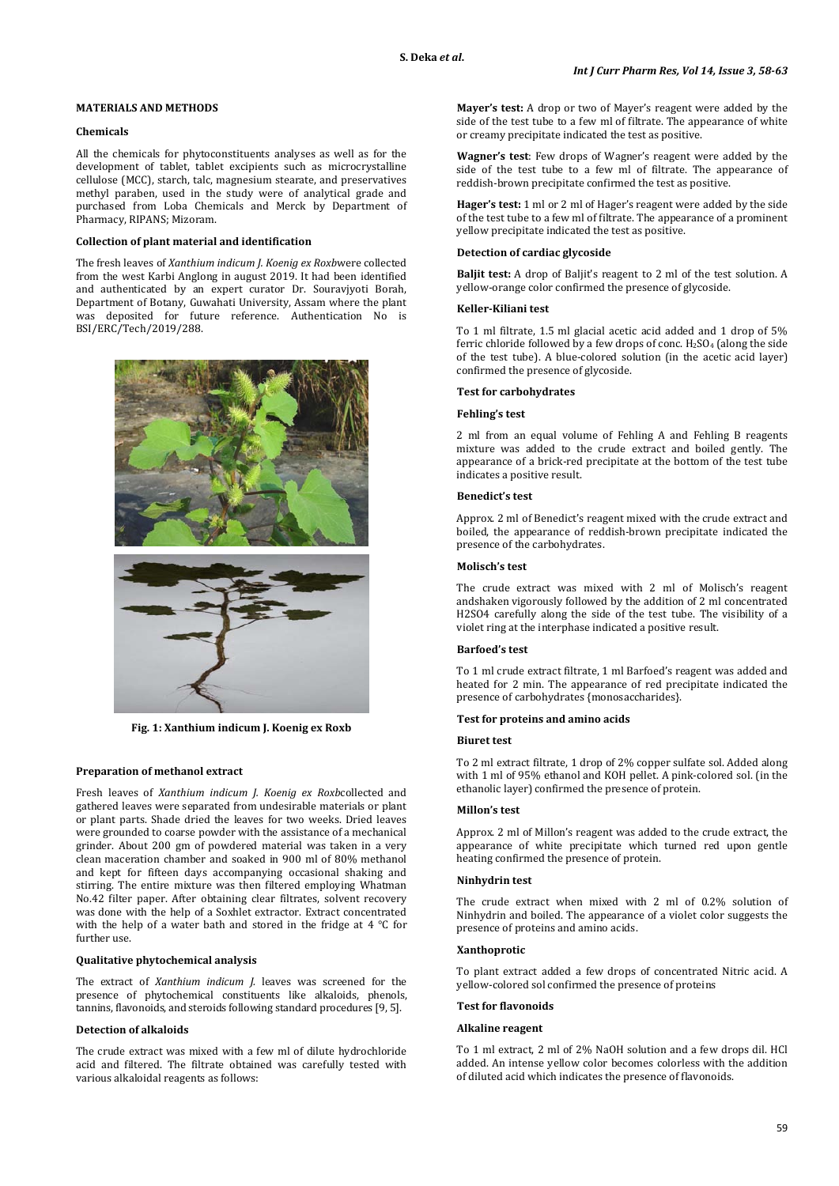## MATERIALS AND METHODS

### Chemicals

All the chemicals for phytoconstituents analyses as well as for the development of tablet, tablet excipients such as microcrystalline cellulose (MCC), starch, talc, magnesium stearate, and preservatives methyl paraben, used in the study were of analytical grade and purchased from Loba Chemicals and Merck by Department of Pharmacy, RIPANS; Mizoram.

### Collection of plant material and identification

The fresh leaves of *Xanthium indicum J. Koenig ex Roxb*were collected from the west Karbi Anglong in august 2019. It had been identified and authenticated by an expert curator Dr. Souravjyoti Borah, Department of Botany, Guwahati University, Assam where the plant was deposited for future reference. Authentication No is BSI/ERC/Tech/2019/288.

**Fig. 1: Xanthium indicum J. Koenig ex Roxb**

### Preparation of methanol extract

Fresh leaves of *Xanthium indicum J. Koenig ex Roxb*collected and gathered leaves were separated from undesirable materials or plant or plant parts. Shade dried the leaves for two weeks. Dried leaves were grounded to coarse powder with the assistance of a mechanical grinder. About 200 gm of powdered material was taken in a very clean maceration chamber and soaked in 900 ml of 80% methanol and kept for fifteen days accompanying occasional shaking and stirring. The entire mixture was then filtered employing Whatman No.42 filter paper. After obtaining clear filtrates, solvent recovery was done with the help of a Soxhlet extractor. Extract concentrated with the help of a water bath and stored in the fridge at 4 °C for further use.

### Qualitative phytochemical analysis

The extract of *Xanthium indicum J.* leaves was screened for the presence of phytochemical constituents like alkaloids, phenols, tannins, flavonoids, and steroids following standard procedures [9, 5].

### Detection of alkaloids

The crude extract was mixed with a few ml of dilute hydrochloride acid and filtered. The filtrate obtained was carefully tested with various alkaloidal reagents as follows:

**Mayer's test:** A drop or two of Mayer's reagent were added by the side of the test tube to a few ml of filtrate. The appearance of white or creamy precipitate indicated the test as positive.

**Wagner's test**: Few drops of Wagner's reagent were added by the side of the test tube to a few ml of filtrate. The appearance of reddish-brown precipitate confirmed the test as positive.

**Hager's test:** 1 ml or 2 ml of Hager's reagent were added by the side of the test tube to a few ml of filtrate. The appearance of a prominent yellow precipitate indicated the test as positive.

### Detection of cardiac glycoside

**Baljit test:** A drop of Baljit's reagent to 2 ml of the test solution. A yellow-orange color confirmed the presence of glycoside.

### Keller-Kiliani test

To 1 ml filtrate, 1.5 ml glacial acetic acid added and 1 drop of 5% ferric chloride followed by a few drops of conc. $H_2SO_4$ (along the side of the test tube). A blue-colored solution (in the acetic acid layer) confirmed the presence of glycoside.

### Test for carbohydrates

### Fehling's test

2 ml from an equal volume of Fehling A and Fehling B reagents mixture was added to the crude extract and boiled gently. The appearance of a brick-red precipitate at the bottom of the test tube indicates a positive result.

### Benedict's test

Approx. 2 ml of Benedict's reagent mixed with the crude extract and boiled, the appearance of reddish-brown precipitate indicated the presence of the carbohydrates.

### Molisch's test

The crude extract was mixed with 2 ml of Molisch's reagent andshaken vigorously followed by the addition of 2 ml concentrated H2SO4 carefully along the side of the test tube. The visibility of a violet ring at the interphase indicated a positive result.

### Barfoed's test

To 1 ml crude extract filtrate, 1 ml Barfoed's reagent was added and heated for 2 min. The appearance of red precipitate indicated the presence of carbohydrates {monosaccharides}.

### Test for proteins and amino acids

### Biuret test

To 2 ml extract filtrate, 1 drop of 2% copper sulfate sol. Added along with 1 ml of 95% ethanol and KOH pellet. A pink-colored sol. (in the ethanolic layer) confirmed the presence of protein.

### Millon's test

Approx. 2 ml of Millon's reagent was added to the crude extract, the appearance of white precipitate which turned red upon gentle heating confirmed the presence of protein.

### Ninhydrin test

The crude extract when mixed with 2 ml of 0.2% solution of Ninhydrin and boiled. The appearance of a violet color suggests the presence of proteins and amino acids.

### Xanthoprotic

To plant extract added a few drops of concentrated Nitric acid. A yellow-colored sol confirmed the presence of proteins

### Test for flavonoids

### Alkaline reagent

To 1 ml extract, 2 ml of 2% NaOH solution and a few drops dil. HCl added. An intense yellow color becomes colorless with the addition of diluted acid which indicates the presence of flavonoids.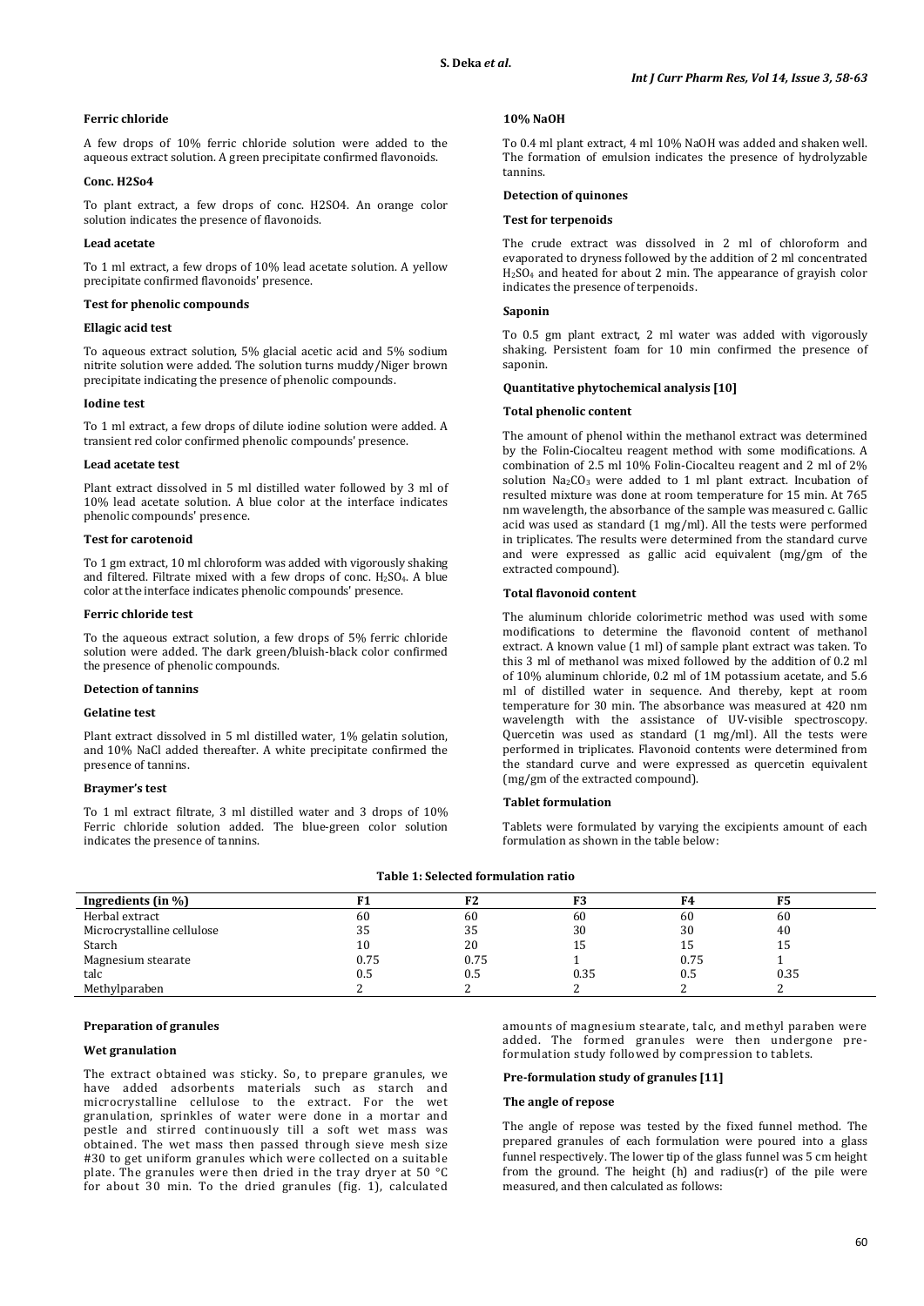**Ferric chloride**

A few drops of 10% ferric chloride solution were added to the aqueous extract solution. A green precipitate confirmed flavonoids.

**Conc. H2So4**

To plant extract, a few drops of conc. H2SO4. An orange color solution indicates the presence of flavonoids.

**Lead acetate**

To 1 ml extract, a few drops of 10% lead acetate solution. A yellow precipitate confirmed flavonoids' presence.

**Test for phenolic compounds**

**Ellagic acid test**

To aqueous extract solution, 5% glacial acetic acid and 5% sodium nitrite solution were added. The solution turns muddy/Niger brown precipitate indicating the presence of phenolic compounds.

**Iodine test**

To 1 ml extract, a few drops of dilute iodine solution were added. A transient red color confirmed phenolic compounds' presence.

**Lead acetate test**

Plant extract dissolved in 5 ml distilled water followed by 3 ml of 10% lead acetate solution. A blue color at the interface indicates phenolic compounds' presence.

**Test for carotenoid**

To 1 gm extract, 10 ml chloroform was added with vigorously shaking and filtered. Filtrate mixed with a few drops of conc. $H_2SO_4$. A blue color at the interface indicates phenolic compounds' presence.

**Ferric chloride test**

To the aqueous extract solution, a few drops of 5% ferric chloride solution were added. The dark green/bluish-black color confirmed the presence of phenolic compounds.

**Detection of tannins**

**Gelatine test**

Plant extract dissolved in 5 ml distilled water, 1% gelatin solution, and 10% NaCl added thereafter. A white precipitate confirmed the presence of tannins.

**Braymer's test**

To 1 ml extract filtrate, 3 ml distilled water and 3 drops of 10% Ferric chloride solution added. The blue-green color solution indicates the presence of tannins.

**10% NaOH**

To 0.4 ml plant extract, 4 ml 10% NaOH was added and shaken well. The formation of emulsion indicates the presence of hydrolyzable tannins.

**Detection of quinones**

**Test for terpenoids**

The crude extract was dissolved in 2 ml of chloroform and evaporated to dryness followed by the addition of 2 ml concentrated $H_2SO_4$ and heated for about 2 min. The appearance of grayish color indicates the presence of terpenoids.

**Saponin**

To 0.5 gm plant extract, 2 ml water was added with vigorously shaking. Persistent foam for 10 min confirmed the presence of saponin.

**Quantitative phytochemical analysis [10]**

**Total phenolic content**

The amount of phenol within the methanol extract was determined by the Folin-Ciocalteu reagent method with some modifications. A combination of 2.5 ml 10% Folin-Ciocalteu reagent and 2 ml of 2% solution $Na_2CO_3$ were added to 1 ml plant extract. Incubation of resulted mixture was done at room temperature for 15 min. At 765 nm wavelength, the absorbance of the sample was measured c. Gallic acid was used as standard (1 mg/ml). All the tests were performed in triplicates. The results were determined from the standard curve and were expressed as gallic acid equivalent (mg/gm of the extracted compound).

**Total flavonoid content**

The aluminum chloride colorimetric method was used with some modifications to determine the flavonoid content of methanol extract. A known value (1 ml) of sample plant extract was taken. To this 3 ml of methanol was mixed followed by the addition of 0.2 ml of 10% aluminum chloride, 0.2 ml of 1M potassium acetate, and 5.6 ml of distilled water in sequence. And thereby, kept at room temperature for 30 min. The absorbance was measured at 420 nm wavelength with the assistance of UV-visible spectroscopy. Quercetin was used as standard (1 mg/ml). All the tests were performed in triplicates. Flavonoid contents were determined from the standard curve and were expressed as quercetin equivalent (mg/gm of the extracted compound).

**Tablet formulation**

Tablets were formulated by varying the excipients amount of each formulation as shown in the table below:

**Table 1: Selected formulation ratio**

| Ingredients (in %) | F1 | F2 | F3 | F4 | F5 |
|---|---|---|---|---|---|
| Herbal extract | 60 | 60 | 60 | 60 | 60 |
| Microcrystalline cellulose | 35 | 35 | 30 | 30 | 40 |
| Starch | 10 | 20 | 15 | 15 | 15 |
| Magnesium stearate | 0.75 | 0.75 | 1 | 0.75 | 1 |
| talc | 0.5 | 0.5 | 0.35 | 0.5 | 0.35 |
| Methylparaben | 2 | 2 | 2 | 2 | 2 |

**Preparation of granules**

**Wet granulation**

The extract obtained was sticky. So, to prepare granules, we have added adsorbents materials such as starch and microcrystalline cellulose to the extract. For the wet granulation, sprinkles of water were done in a mortar and pestle and stirred continuously till a soft wet mass was obtained. The wet mass then passed through sieve mesh size #30 to get uniform granules which were collected on a suitable plate. The granules were then dried in the tray dryer at 50 °C for about 30 min. To the dried granules (fig. 1), calculated amounts of magnesium stearate, talc, and methyl paraben were added. The formed granules were then undergone pre-formulation study followed by compression to tablets.

**Pre-formulation study of granules [11]**

**The angle of repose**

The angle of repose was tested by the fixed funnel method. The prepared granules of each formulation were poured into a glass funnel respectively. The lower tip of the glass funnel was 5 cm height from the ground. The height (h) and radius(r) of the pile were measured, and then calculated as follows: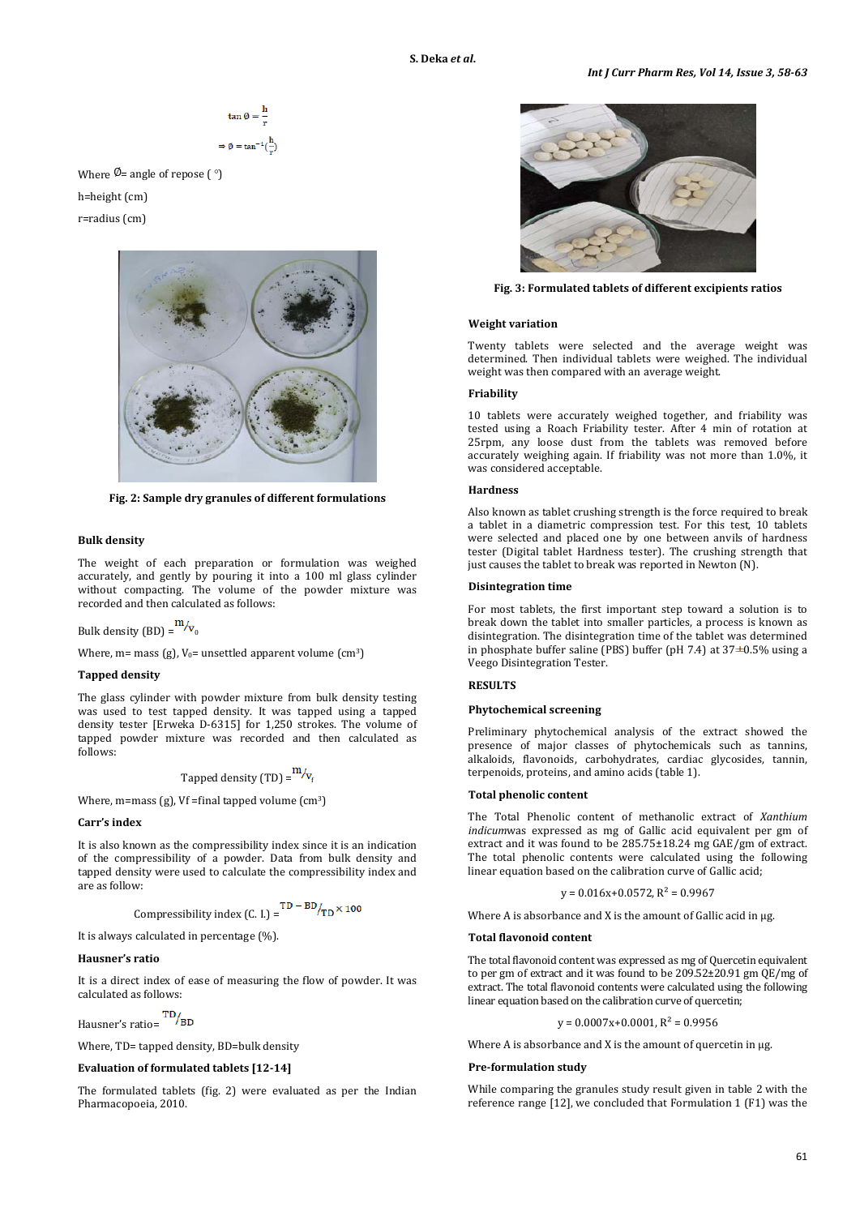$$\tan \emptyset = \frac{h}{r}$$

$$\Rightarrow \emptyset = \tan^{-1}\left(\frac{h}{r}\right)$$

Where $\emptyset$= angle of repose ( °)

h=height (cm)

r=radius (cm)

Fig. 2: Sample dry granules of different formulations

### Bulk density

The weight of each preparation or formulation was weighed accurately, and gently by pouring it into a 100 ml glass cylinder without compacting. The volume of the powder mixture was recorded and then calculated as follows:

Bulk density (BD) = $^{m}/_{V_0}$

Where, m= mass (g), $V_0$= unsettled apparent volume ($cm^3$)

### Tapped density

The glass cylinder with powder mixture from bulk density testing was used to test tapped density. It was tapped using a tapped density tester [Erweka D-6315] for 1,250 strokes. The volume of tapped powder mixture was recorded and then calculated as follows:

Tapped density (TD) = $^{m}/_{V_f}$

Where, m=mass (g), Vf =final tapped volume ($cm^3$)

### Carr's index

It is also known as the compressibility index since it is an indication of the compressibility of a powder. Data from bulk density and tapped density were used to calculate the compressibility index and are as follow:

Compressibility index (C. I.) = $^{TD - BD}/_{TD} \times 100$

It is always calculated in percentage (%).

### Hausner's ratio

It is a direct index of ease of measuring the flow of powder. It was calculated as follows:

Hausner's ratio= $^{TD}/_{BD}$

Where, TD= tapped density, BD=bulk density

### Evaluation of formulated tablets [12-14]

The formulated tablets (fig. 2) were evaluated as per the Indian Pharmacopoeia, 2010.

Fig. 3: Formulated tablets of different excipients ratios

### Weight variation

Twenty tablets were selected and the average weight was determined. Then individual tablets were weighed. The individual weight was then compared with an average weight.

### Friability

10 tablets were accurately weighed together, and friability was tested using a Roach Friability tester. After 4 min of rotation at 25rpm, any loose dust from the tablets was removed before accurately weighing again. If friability was not more than 1.0%, it was considered acceptable.

### Hardness

Also known as tablet crushing strength is the force required to break a tablet in a diametric compression test. For this test, 10 tablets were selected and placed one by one between anvils of hardness tester (Digital tablet Hardness tester). The crushing strength that just causes the tablet to break was reported in Newton (N).

### Disintegration time

For most tablets, the first important step toward a solution is to break down the tablet into smaller particles, a process is known as disintegration. The disintegration time of the tablet was determined in phosphate buffer saline (PBS) buffer (pH 7.4) at 37±0.5% using a Veego Disintegration Tester.

## RESULTS

### Phytochemical screening

Preliminary phytochemical analysis of the extract showed the presence of major classes of phytochemicals such as tannins, alkaloids, flavonoids, carbohydrates, cardiac glycosides, tannin, terpenoids, proteins, and amino acids (table 1).

### Total phenolic content

The Total Phenolic content of methanolic extract of *Xanthium indicum*was expressed as mg of Gallic acid equivalent per gm of extract and it was found to be 285.75±18.24 mg GAE/gm of extract. The total phenolic contents were calculated using the following linear equation based on the calibration curve of Gallic acid;

$$y = 0.016x+0.0572, R^2 = 0.9967$$

Where A is absorbance and X is the amount of Gallic acid in µg.

### Total flavonoid content

The total flavonoid content was expressed as mg of Quercetin equivalent to per gm of extract and it was found to be 209.52±20.91 gm QE/mg of extract. The total flavonoid contents were calculated using the following linear equation based on the calibration curve of quercetin;

$$y = 0.0007x+0.0001, R^2 = 0.9956$$

Where A is absorbance and X is the amount of quercetin in µg.

### Pre-formulation study

While comparing the granules study result given in table 2 with the reference range [12], we concluded that Formulation 1 (F1) was the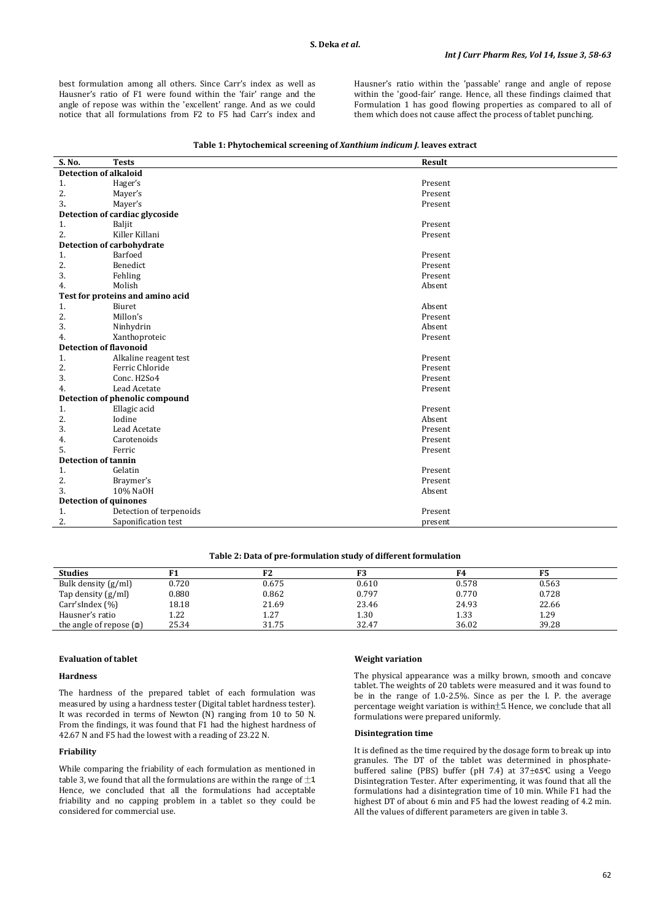best formulation among all others. Since Carr's index as well as Hausner's ratio of F1 were found within the 'fair' range and the angle of repose was within the 'excellent' range. And as we could notice that all formulations from F2 to F5 had Carr's index and Hausner's ratio within the 'passable' range and angle of repose within the 'good-fair' range. Hence, all these findings claimed that Formulation 1 has good flowing properties as compared to all of them which does not cause affect the process of tablet punching.

**Table 1: Phytochemical screening of *Xanthium indicum J.* leaves extract**

| S. No. | Tests | Result |
|---|---|---|
| **Detection of alkaloid** | | |
| 1. | Hager's | Present |
| 2. | Mayer's | Present |
| 3. | Mayer's | Present |
| **Detection of cardiac glycoside** | | |
| 1. | Baljit | Present |
| 2. | Killer Killani | Present |
| **Detection of carbohydrate** | | |
| 1. | Barfoed | Present |
| 2. | Benedict | Present |
| 3. | Fehling | Present |
| 4. | Molish | Absent |
| **Test for proteins and amino acid** | | |
| 1. | Biuret | Absent |
| 2. | Millon's | Present |
| 3. | Ninhydrin | Absent |
| 4. | Xanthoproteic | Present |
| **Detection of flavonoid** | | |
| 1. | Alkaline reagent test | Present |
| 2. | Ferric Chloride | Present |
| 3. | Conc. H2So4 | Present |
| 4. | Lead Acetate | Present |
| **Detection of phenolic compound** | | |
| 1. | Ellagic acid | Present |
| 2. | Iodine | Absent |
| 3. | Lead Acetate | Present |
| 4. | Carotenoids | Present |
| 5. | Ferric | Present |
| **Detection of tannin** | | |
| 1. | Gelatin | Present |
| 2. | Braymer's | Present |
| 3. | 10% NaOH | Absent |
| **Detection of quinones** | | |
| 1. | Detection of terpenoids | Present |
| 2. | Saponification test | present |

**Table 2: Data of pre-formulation study of different formulation**

| Studies | F1 | F2 | F3 | F4 | F5 |
|---|---|---|---|---|---|
| Bulk density (g/ml) | 0.720 | 0.675 | 0.610 | 0.578 | 0.563 |
| Tap density (g/ml) | 0.880 | 0.862 | 0.797 | 0.770 | 0.728 |
| Carr'sIndex (%) | 18.18 | 21.69 | 23.46 | 24.93 | 22.66 |
| Hausner's ratio | 1.22 | 1.27 | 1.30 | 1.33 | 1.29 |
| the angle of repose (°) | 25.34 | 31.75 | 32.47 | 36.02 | 39.28 |

### Evaluation of tablet

#### Hardness

The hardness of the prepared tablet of each formulation was measured by using a hardness tester (Digital tablet hardness tester). It was recorded in terms of Newton (N) ranging from 10 to 50 N. From the findings, it was found that F1 had the highest hardness of 42.67 N and F5 had the lowest with a reading of 23.22 N.

#### Friability

While comparing the friability of each formulation as mentioned in table 3, we found that all the formulations are within the range of $\pm 1$. Hence, we concluded that all the formulations had acceptable friability and no capping problem in a tablet so they could be considered for commercial use.

#### Weight variation

The physical appearance was a milky brown, smooth and concave tablet. The weights of 20 tablets were measured and it was found to be in the range of 1.0-2.5%. Since as per the I. P. the average percentage weight variation is within $\pm 5$. Hence, we conclude that all formulations were prepared uniformly.

#### Disintegration time

It is defined as the time required by the dosage form to break up into granules. The DT of the tablet was determined in phosphate-buffered saline (PBS) buffer (pH 7.4) at $37\pm 0.5$ °C using a Veego Disintegration Tester. After experimenting, it was found that all the formulations had a disintegration time of 10 min. While F1 had the highest DT of about 6 min and F5 had the lowest reading of 4.2 min. All the values of different parameters are given in table 3.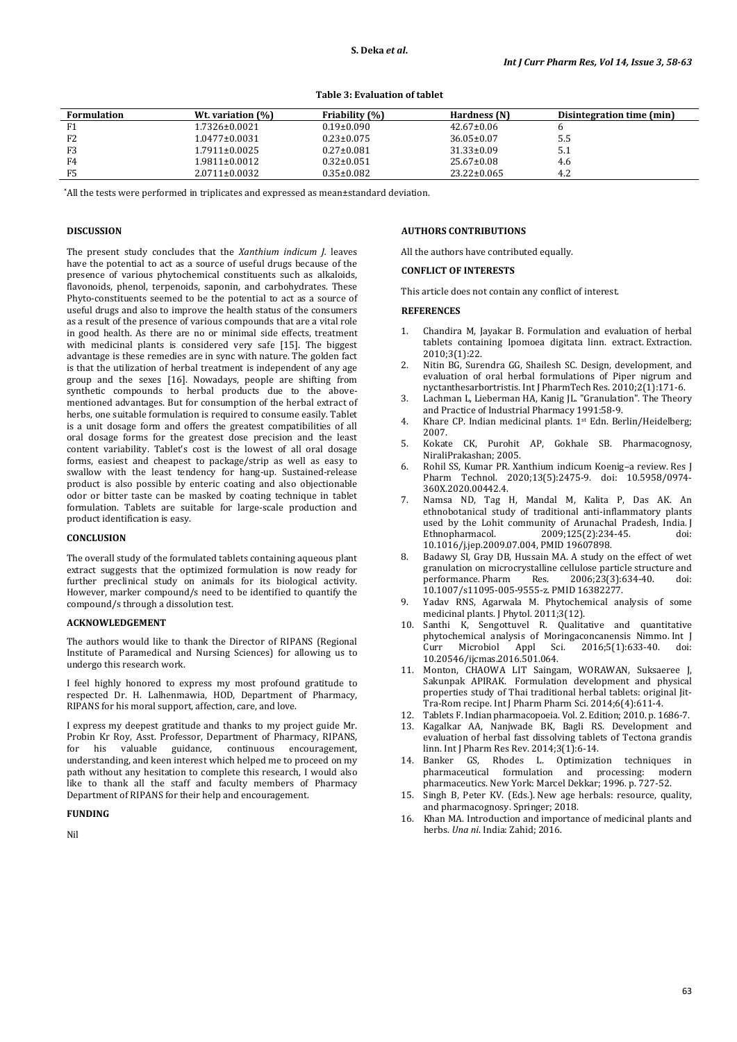**Table 3: Evaluation of tablet**

| Formulation | Wt. variation (%) | Friability (%) | Hardness (N) | Disintegration time (min) |
|---|---|---|---|---|
| F1 | 1.7326±0.0021 | 0.19±0.090 | 42.67±0.06 | 6 |
| F2 | 1.0477±0.0031 | 0.23±0.075 | 36.05±0.07 | 5.5 |
| F3 | 1.7911±0.0025 | 0.27±0.081 | 31.33±0.09 | 5.1 |
| F4 | 1.9811±0.0012 | 0.32±0.051 | 25.67±0.08 | 4.6 |
| F5 | 2.0711±0.0032 | 0.35±0.082 | 23.22±0.065 | 4.2 |

*All the tests were performed in triplicates and expressed as mean±standard deviation.

## DISCUSSION

The present study concludes that the *Xanthium indicum J.* leaves have the potential to act as a source of useful drugs because of the presence of various phytochemical constituents such as alkaloids, flavonoids, phenol, terpenoids, saponin, and carbohydrates. These Phyto-constituents seemed to be the potential to act as a source of useful drugs and also to improve the health status of the consumers as a result of the presence of various compounds that are a vital role in good health. As there are no or minimal side effects, treatment with medicinal plants is considered very safe [15]. The biggest advantage is these remedies are in sync with nature. The golden fact is that the utilization of herbal treatment is independent of any age group and the sexes [16]. Nowadays, people are shifting from synthetic compounds to herbal products due to the above-mentioned advantages. But for consumption of the herbal extract of herbs, one suitable formulation is required to consume easily. Tablet is a unit dosage form and offers the greatest compatibilities of all oral dosage forms for the greatest dose precision and the least content variability. Tablet's cost is the lowest of all oral dosage forms, easiest and cheapest to package/strip as well as easy to swallow with the least tendency for hang-up. Sustained-release product is also possible by enteric coating and also objectionable odor or bitter taste can be masked by coating technique in tablet formulation. Tablets are suitable for large-scale production and product identification is easy.

## CONCLUSION

The overall study of the formulated tablets containing aqueous plant extract suggests that the optimized formulation is now ready for further preclinical study on animals for its biological activity. However, marker compound/s need to be identified to quantify the compound/s through a dissolution test.

## ACKNOWLEDGEMENT

The authors would like to thank the Director of RIPANS (Regional Institute of Paramedical and Nursing Sciences) for allowing us to undergo this research work.

I feel highly honored to express my most profound gratitude to respected Dr. H. Lalhenmawia, HOD, Department of Pharmacy, RIPANS for his moral support, affection, care, and love.

I express my deepest gratitude and thanks to my project guide Mr. Probin Kr Roy, Asst. Professor, Department of Pharmacy, RIPANS, for his valuable guidance, continuous encouragement, understanding, and keen interest which helped me to proceed on my path without any hesitation to complete this research, I would also like to thank all the staff and faculty members of Pharmacy Department of RIPANS for their help and encouragement.

## FUNDING

Nil

## AUTHORS CONTRIBUTIONS

All the authors have contributed equally.

## CONFLICT OF INTERESTS

This article does not contain any conflict of interest.

## REFERENCES

1. Chandira M, Jayakar B. Formulation and evaluation of herbal tablets containing Ipomoea digitata linn. extract. Extraction. 2010;3(1):22.
2. Nitin BG, Surendra GG, Shailesh SC. Design, development, and evaluation of oral herbal formulations of Piper nigrum and nyctanthesarbortristis. Int J PharmTech Res. 2010;2(1):171-6.
3. Lachman L, Lieberman HA, Kanig JL. "Granulation". The Theory and Practice of Industrial Pharmacy 1991:58-9.
4. Khare CP. Indian medicinal plants. 1st Edn. Berlin/Heidelberg; 2007.
5. Kokate CK, Purohit AP, Gokhale SB. Pharmacognosy, NiraliPrakashan; 2005.
6. Rohil SS, Kumar PR. Xanthium indicum Koenig–a review. Res J Pharm Technol. 2020;13(5):2475-9. doi: 10.5958/0974-360X.2020.00442.4.
7. Namsa ND, Tag H, Mandal M, Kalita P, Das AK. An ethnobotanical study of traditional anti-inflammatory plants used by the Lohit community of Arunachal Pradesh, India. J Ethnopharmacol. 2009;125(2):234-45. doi: 10.1016/j.jep.2009.07.004, PMID 19607898.
8. Badawy SI, Gray DB, Hussain MA. A study on the effect of wet granulation on microcrystalline cellulose particle structure and performance. Pharm Res. 2006;23(3):634-40. doi: 10.1007/s11095-005-9555-z. PMID 16382277.
9. Yadav RNS, Agarwala M. Phytochemical analysis of some medicinal plants. J Phytol. 2011;3(12).
10. Santhi K, Sengottuvel R. Qualitative and quantitative phytochemical analysis of Moringaconcanensis Nimmo. Int J Curr Microbiol Appl Sci. 2016;5(1):633-40. doi: 10.20546/ijcmas.2016.501.064.
11. Monton, CHAOWA LIT Saingam, WORAWAN, Suksaeree J, Sakunpak APIRAK. Formulation development and physical properties study of Thai traditional herbal tablets: original Jit-Tra-Rom recipe. Int J Pharm Pharm Sci. 2014;6(4):611-4.
12. Tablets F. Indian pharmacopoeia. Vol. 2. Edition; 2010. p. 1686-7.
13. Kagalkar AA, Nanjwade BK, Bagli RS. Development and evaluation of herbal fast dissolving tablets of Tectona grandis linn. Int J Pharm Res Rev. 2014;3(1):6-14.
14. Banker GS, Rhodes L. Optimization techniques in pharmaceutical formulation and processing: modern pharmaceutics. New York: Marcel Dekkar; 1996. p. 727-52.
15. Singh B, Peter KV. (Eds.). New age herbals: resource, quality, and pharmacognosy. Springer; 2018.
16. Khan MA. Introduction and importance of medicinal plants and herbs. *Una ni*. India: Zahid; 2016.